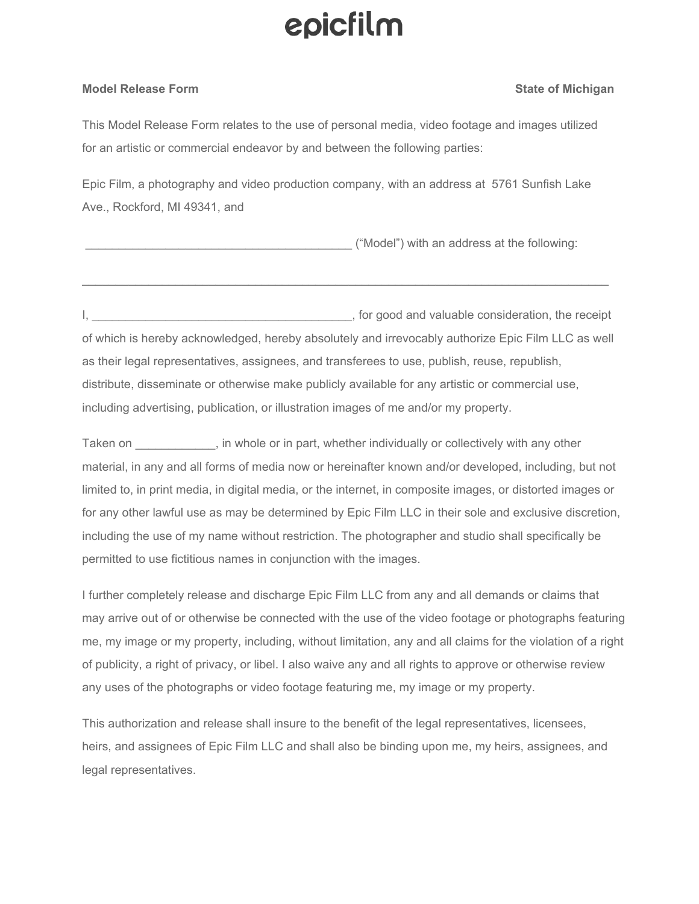epicfilm

**Model Release Form** **State of Michigan**

This Model Release Form relates to the use of personal media, video footage and images utilized for an artistic or commercial endeavor by and between the following parties:

Epic Film, a photography and video production company, with an address at 5761 Sunfish Lake Ave., Rockford, MI 49341, and

________________________________________ ("Model") with an address at the following:

________________________________________________________________________________

I, ________________________________________, for good and valuable consideration, the receipt of which is hereby acknowledged, hereby absolutely and irrevocably authorize Epic Film LLC as well as their legal representatives, assignees, and transferees to use, publish, reuse, republish, distribute, disseminate or otherwise make publicly available for any artistic or commercial use, including advertising, publication, or illustration images of me and/or my property.

Taken on ____________, in whole or in part, whether individually or collectively with any other material, in any and all forms of media now or hereinafter known and/or developed, including, but not limited to, in print media, in digital media, or the internet, in composite images, or distorted images or for any other lawful use as may be determined by Epic Film LLC in their sole and exclusive discretion, including the use of my name without restriction. The photographer and studio shall specifically be permitted to use fictitious names in conjunction with the images.

I further completely release and discharge Epic Film LLC from any and all demands or claims that may arrive out of or otherwise be connected with the use of the video footage or photographs featuring me, my image or my property, including, without limitation, any and all claims for the violation of a right of publicity, a right of privacy, or libel. I also waive any and all rights to approve or otherwise review any uses of the photographs or video footage featuring me, my image or my property.

This authorization and release shall insure to the benefit of the legal representatives, licensees, heirs, and assignees of Epic Film LLC and shall also be binding upon me, my heirs, assignees, and legal representatives.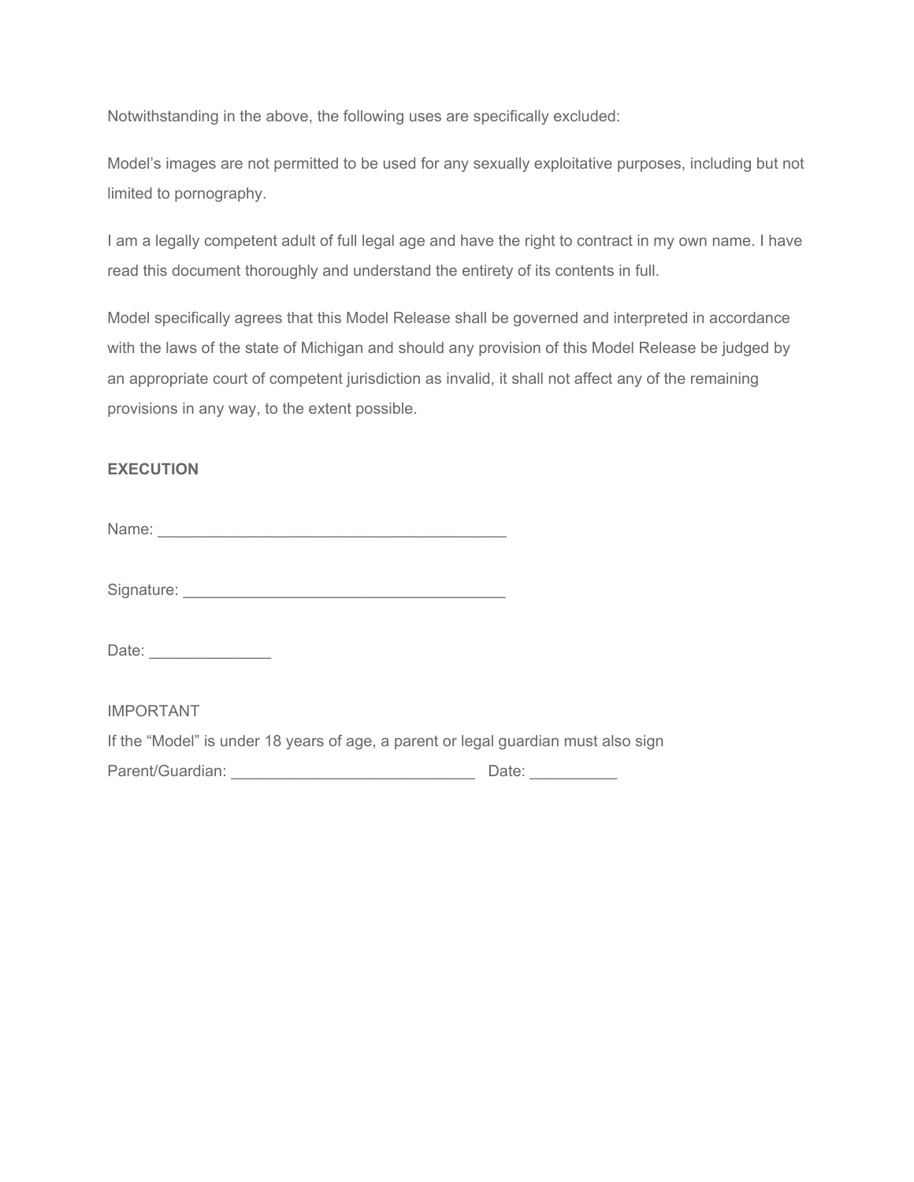Notwithstanding in the above, the following uses are specifically excluded:

Model's images are not permitted to be used for any sexually exploitative purposes, including but not limited to pornography.

I am a legally competent adult of full legal age and have the right to contract in my own name. I have read this document thoroughly and understand the entirety of its contents in full.

Model specifically agrees that this Model Release shall be governed and interpreted in accordance with the laws of the state of Michigan and should any provision of this Model Release be judged by an appropriate court of competent jurisdiction as invalid, it shall not affect any of the remaining provisions in any way, to the extent possible.

**EXECUTION**

Name: ________________________________________

Signature: _____________________________________

Date: ______________

IMPORTANT

If the "Model" is under 18 years of age, a parent or legal guardian must also sign

Parent/Guardian: ____________________________ Date: __________